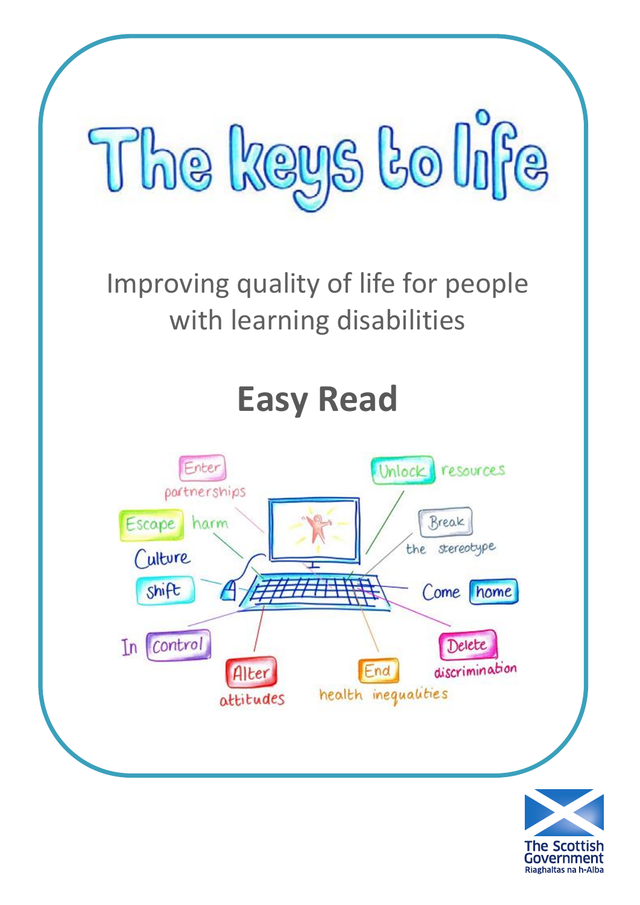# The keys to life

Improving quality of life for people with learning disabilities

## Easy Read

Enter partnerships

Unlock resources

Escape harm

Break the stereotype

Culture shift

Come home

In control

Delete discrimination

Alter attitudes

End health inequalities

The Scottish Government
Riaghaltas na h-Alba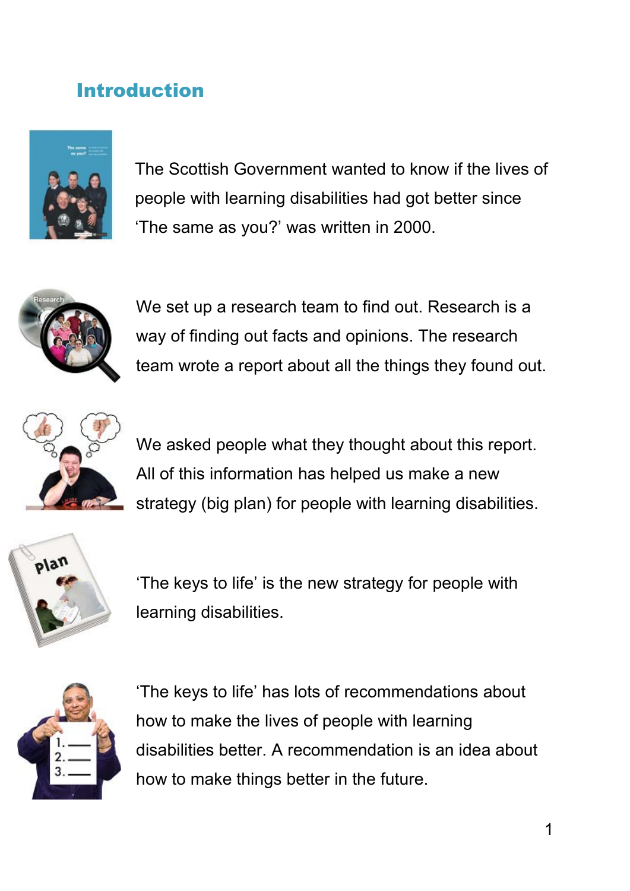## Introduction

The Scottish Government wanted to know if the lives of people with learning disabilities had got better since 'The same as you?' was written in 2000.

We set up a research team to find out. Research is a way of finding out facts and opinions. The research team wrote a report about all the things they found out.

We asked people what they thought about this report. All of this information has helped us make a new strategy (big plan) for people with learning disabilities.

'The keys to life' is the new strategy for people with learning disabilities.

'The keys to life' has lots of recommendations about how to make the lives of people with learning disabilities better. A recommendation is an idea about how to make things better in the future.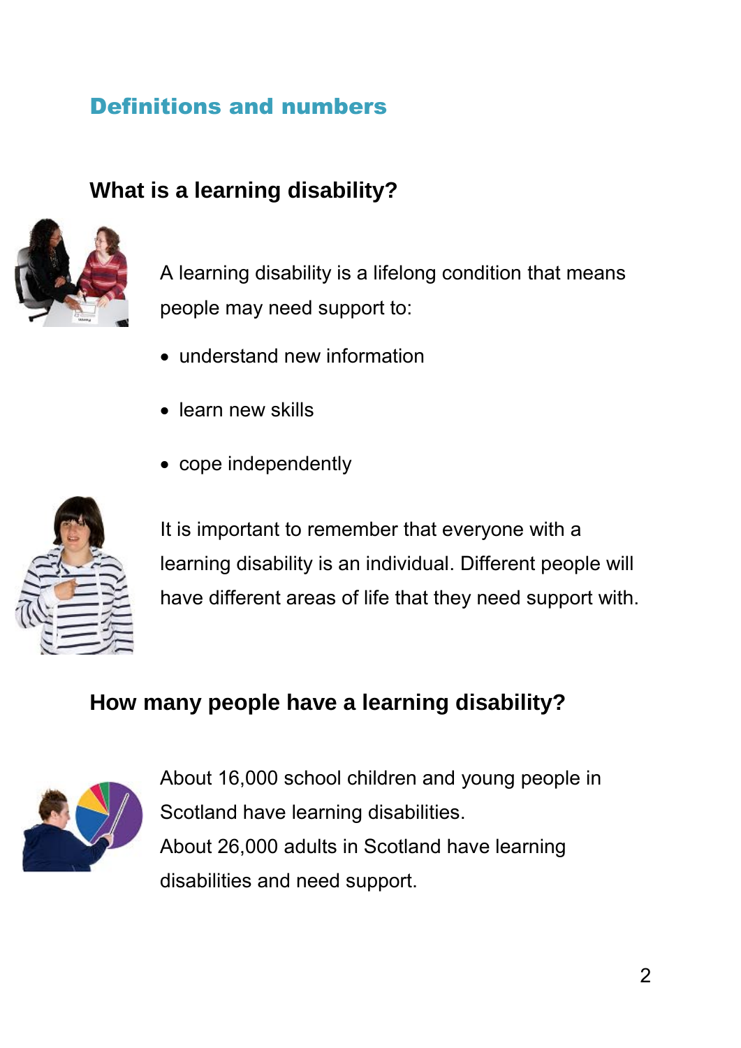## Definitions and numbers

### What is a learning disability?

A learning disability is a lifelong condition that means people may need support to:

- understand new information
- learn new skills
- cope independently

It is important to remember that everyone with a learning disability is an individual. Different people will have different areas of life that they need support with.

### How many people have a learning disability?

About 16,000 school children and young people in Scotland have learning disabilities.
About 26,000 adults in Scotland have learning disabilities and need support.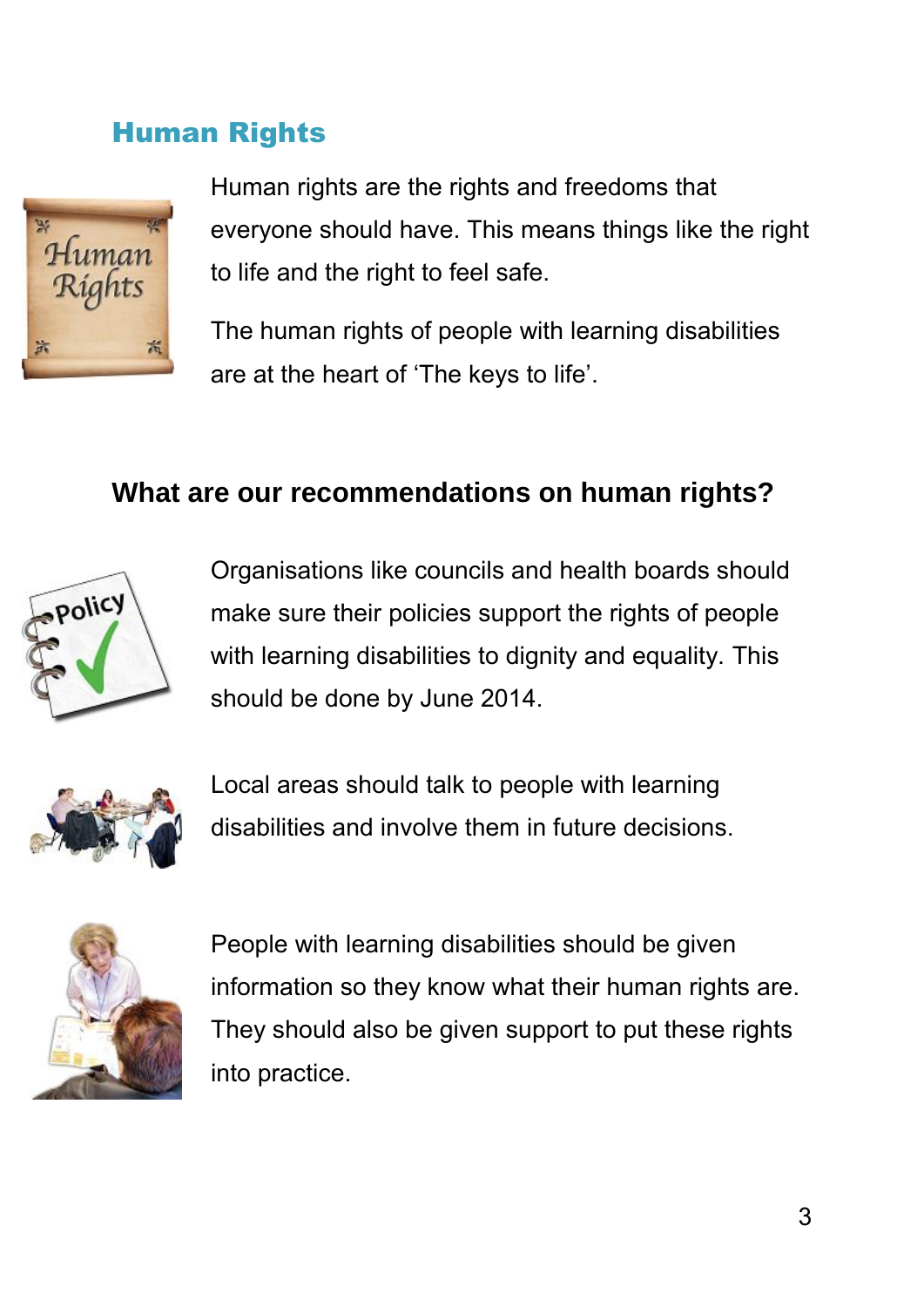## Human Rights

Human rights are the rights and freedoms that everyone should have. This means things like the right to life and the right to feel safe.

The human rights of people with learning disabilities are at the heart of 'The keys to life'.

### What are our recommendations on human rights?

Organisations like councils and health boards should make sure their policies support the rights of people with learning disabilities to dignity and equality. This should be done by June 2014.

Local areas should talk to people with learning disabilities and involve them in future decisions.

People with learning disabilities should be given information so they know what their human rights are. They should also be given support to put these rights into practice.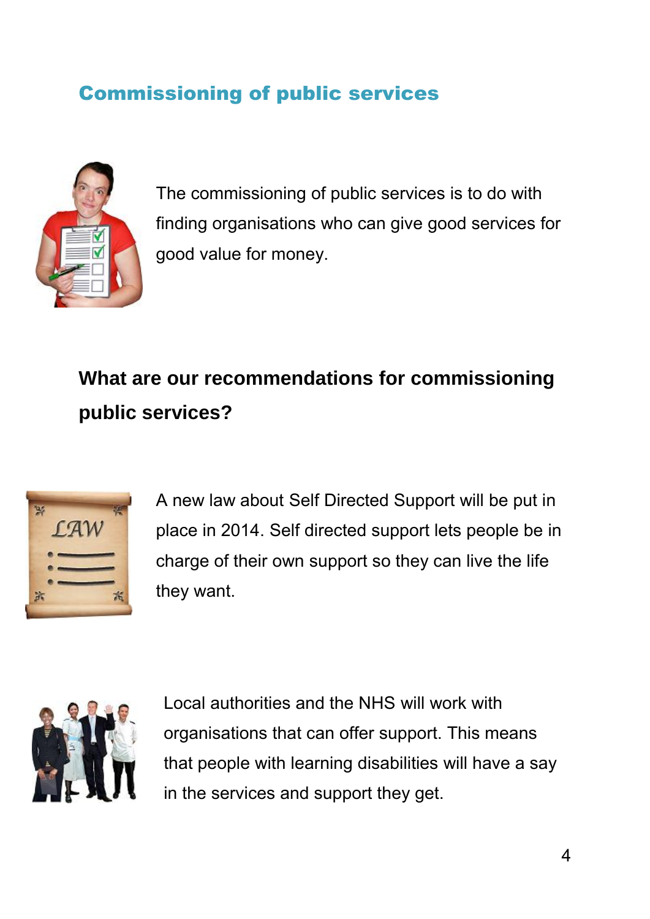## Commissioning of public services

The commissioning of public services is to do with finding organisations who can give good services for good value for money.

### What are our recommendations for commissioning public services?

A new law about Self Directed Support will be put in place in 2014. Self directed support lets people be in charge of their own support so they can live the life they want.

Local authorities and the NHS will work with organisations that can offer support. This means that people with learning disabilities will have a say in the services and support they get.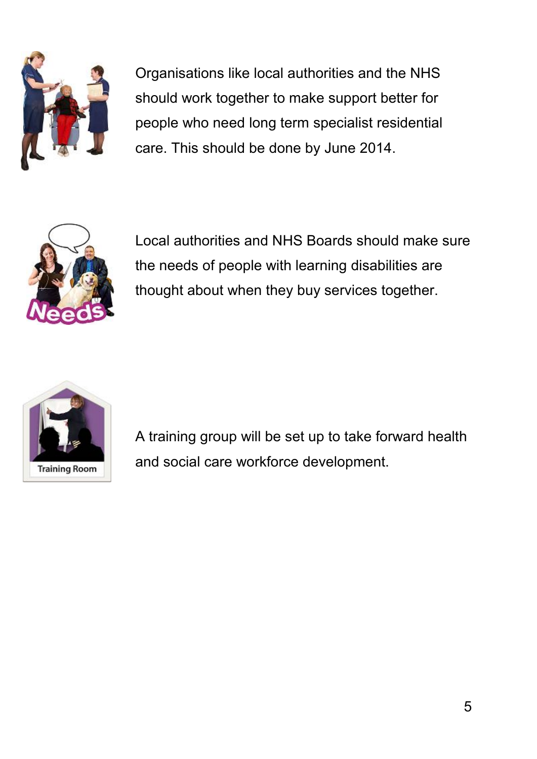Organisations like local authorities and the NHS should work together to make support better for people who need long term specialist residential care. This should be done by June 2014.

Local authorities and NHS Boards should make sure the needs of people with learning disabilities are thought about when they buy services together.

A training group will be set up to take forward health and social care workforce development.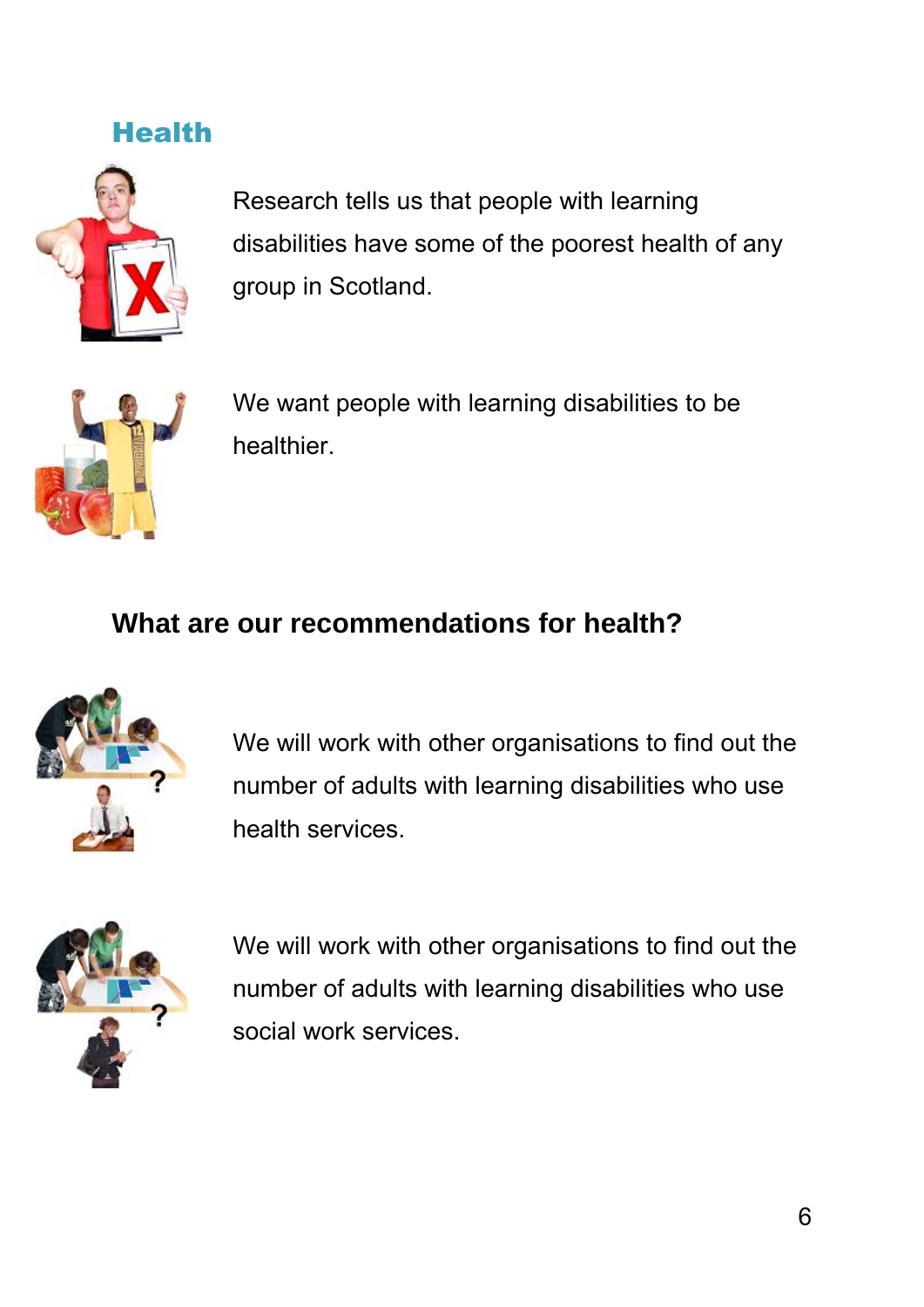## Health

Research tells us that people with learning disabilities have some of the poorest health of any group in Scotland.

We want people with learning disabilities to be healthier.

### What are our recommendations for health?

We will work with other organisations to find out the number of adults with learning disabilities who use health services.

We will work with other organisations to find out the number of adults with learning disabilities who use social work services.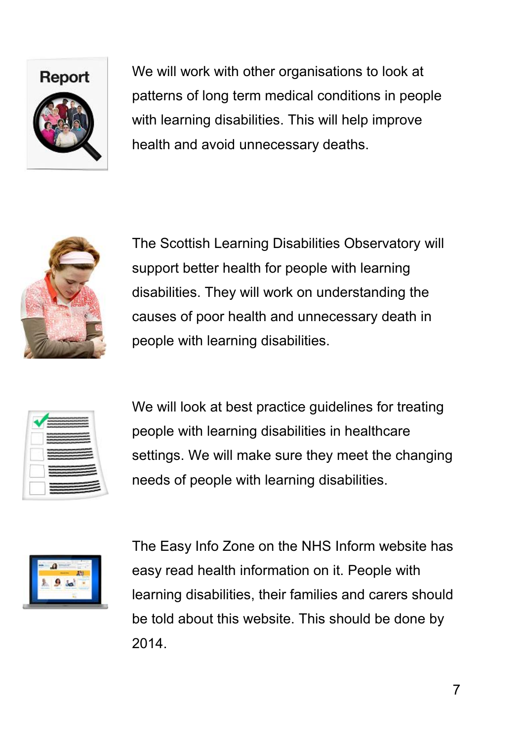We will work with other organisations to look at patterns of long term medical conditions in people with learning disabilities. This will help improve health and avoid unnecessary deaths.

The Scottish Learning Disabilities Observatory will support better health for people with learning disabilities. They will work on understanding the causes of poor health and unnecessary death in people with learning disabilities.

We will look at best practice guidelines for treating people with learning disabilities in healthcare settings. We will make sure they meet the changing needs of people with learning disabilities.

The Easy Info Zone on the NHS Inform website has easy read health information on it. People with learning disabilities, their families and carers should be told about this website. This should be done by 2014.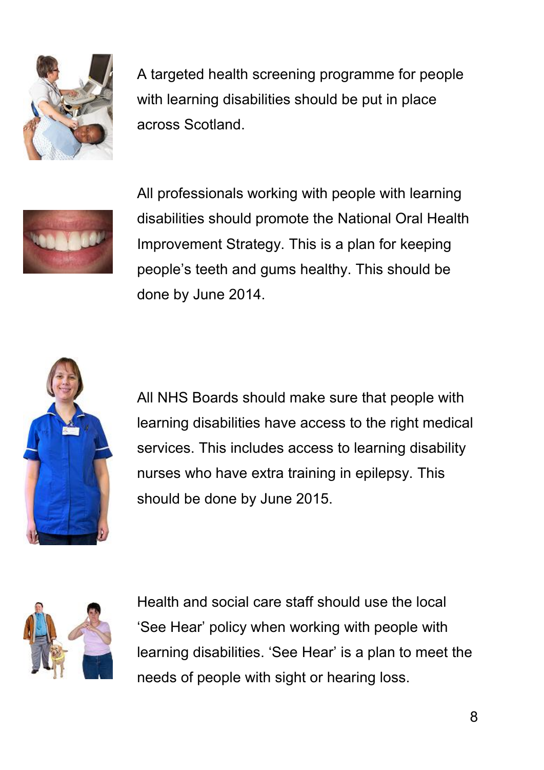A targeted health screening programme for people with learning disabilities should be put in place across Scotland.

All professionals working with people with learning disabilities should promote the National Oral Health Improvement Strategy. This is a plan for keeping people's teeth and gums healthy. This should be done by June 2014.

All NHS Boards should make sure that people with learning disabilities have access to the right medical services. This includes access to learning disability nurses who have extra training in epilepsy. This should be done by June 2015.

Health and social care staff should use the local 'See Hear' policy when working with people with learning disabilities. 'See Hear' is a plan to meet the needs of people with sight or hearing loss.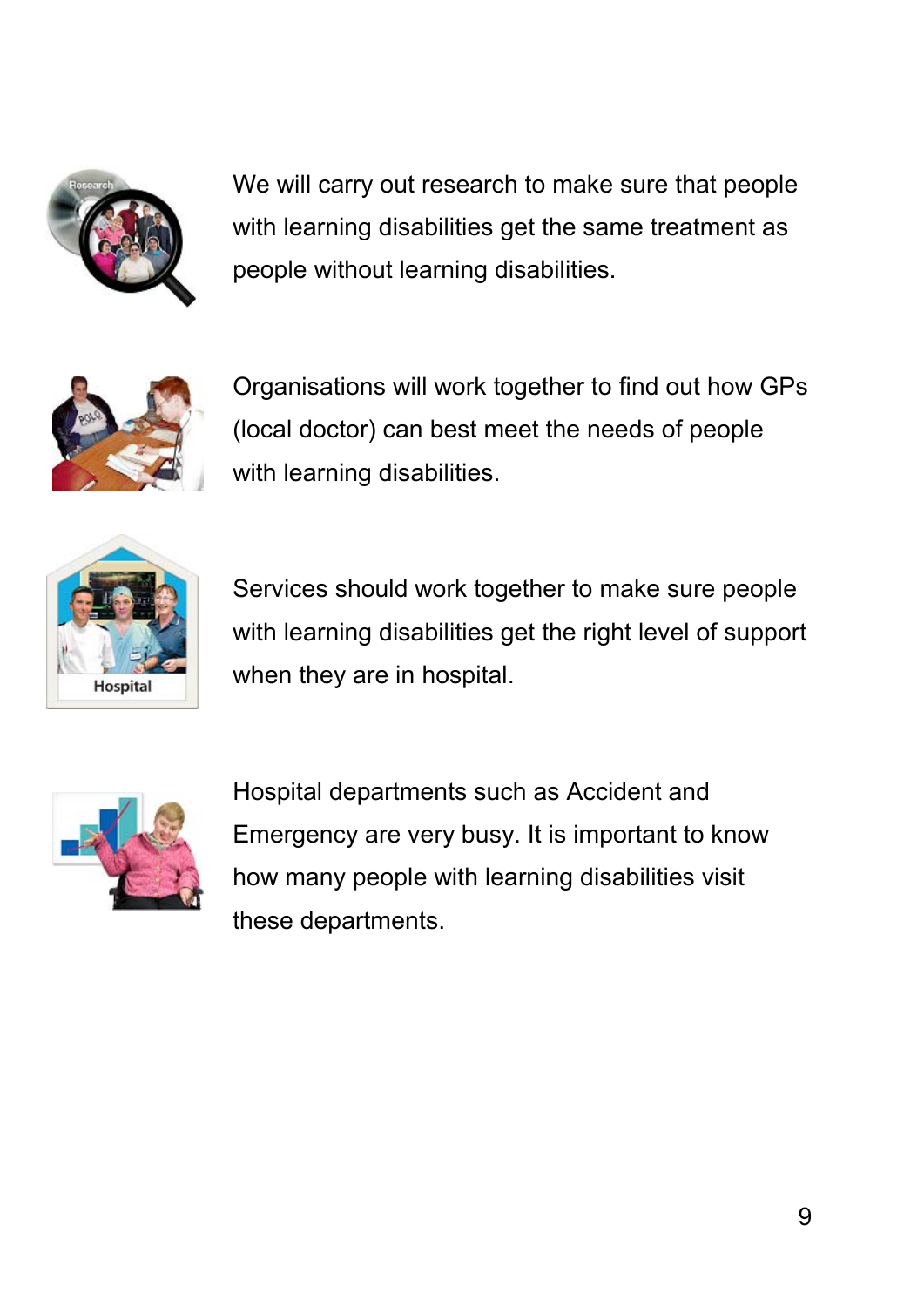We will carry out research to make sure that people with learning disabilities get the same treatment as people without learning disabilities.

Organisations will work together to find out how GPs (local doctor) can best meet the needs of people with learning disabilities.

Services should work together to make sure people with learning disabilities get the right level of support when they are in hospital.

Hospital departments such as Accident and Emergency are very busy. It is important to know how many people with learning disabilities visit these departments.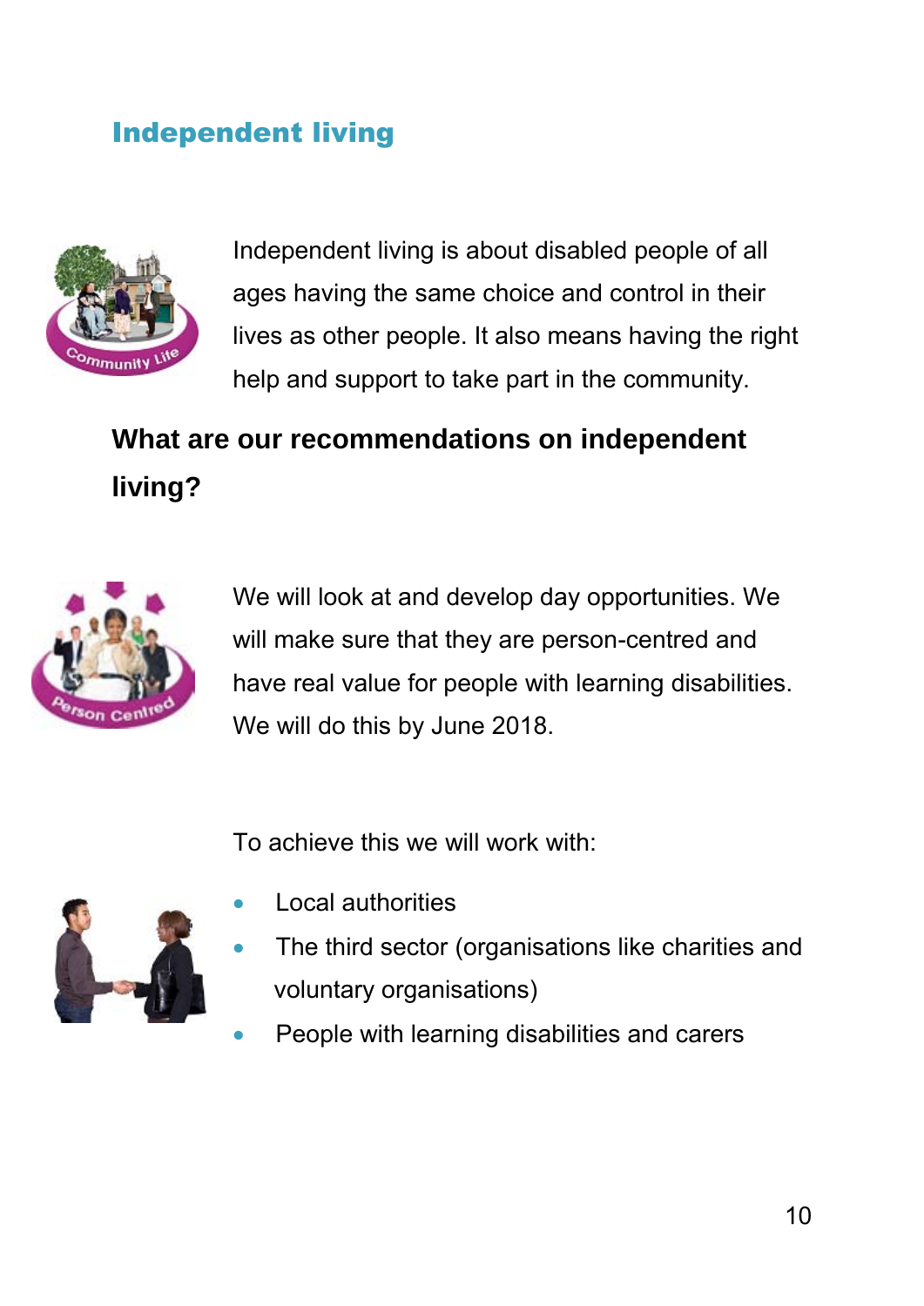## Independent living

Independent living is about disabled people of all ages having the same choice and control in their lives as other people. It also means having the right help and support to take part in the community.

### What are our recommendations on independent living?

We will look at and develop day opportunities. We will make sure that they are person-centred and have real value for people with learning disabilities. We will do this by June 2018.

To achieve this we will work with:

- Local authorities
- The third sector (organisations like charities and voluntary organisations)
- People with learning disabilities and carers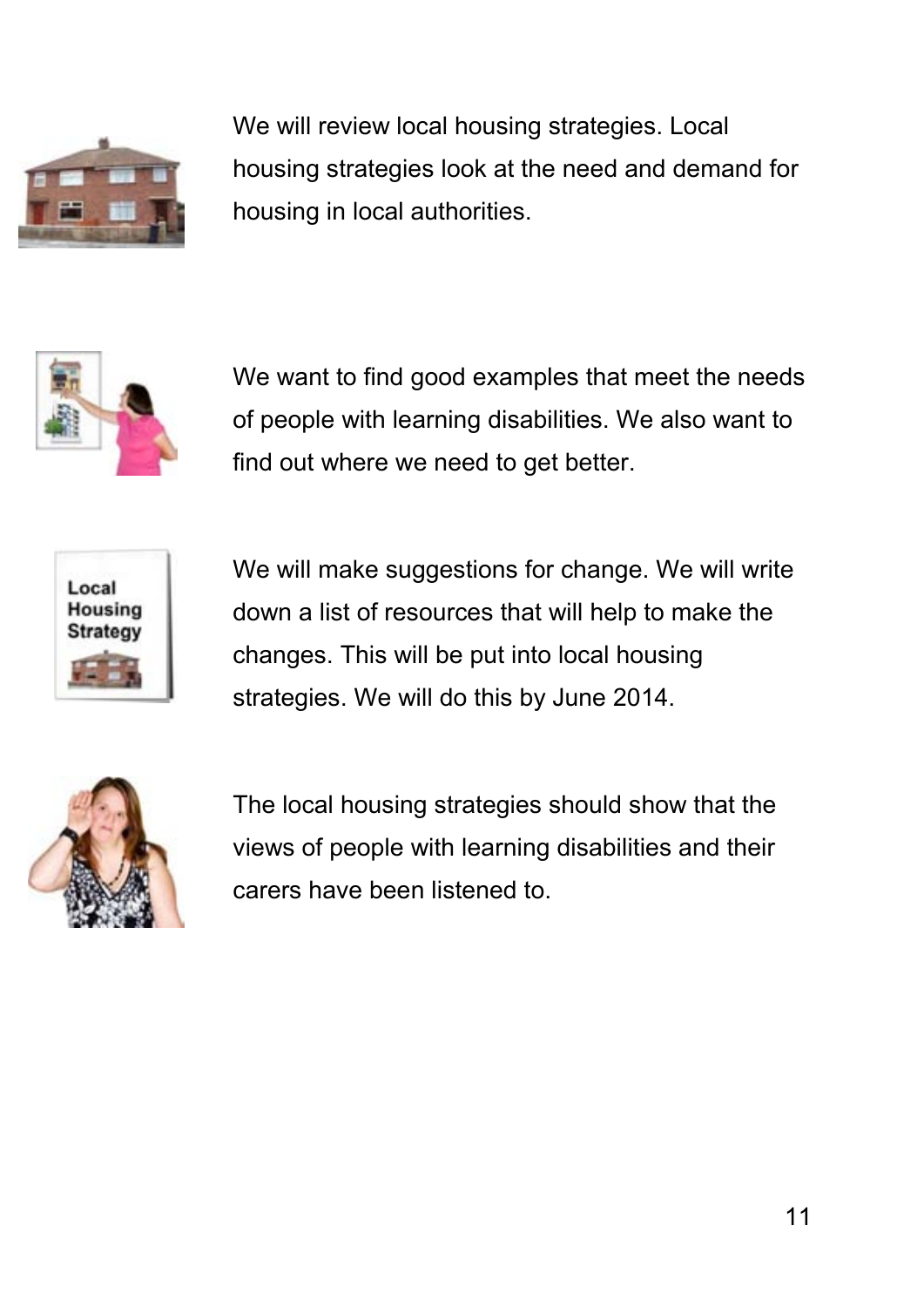We will review local housing strategies. Local housing strategies look at the need and demand for housing in local authorities.

We want to find good examples that meet the needs of people with learning disabilities. We also want to find out where we need to get better.

We will make suggestions for change. We will write down a list of resources that will help to make the changes. This will be put into local housing strategies. We will do this by June 2014.

The local housing strategies should show that the views of people with learning disabilities and their carers have been listened to.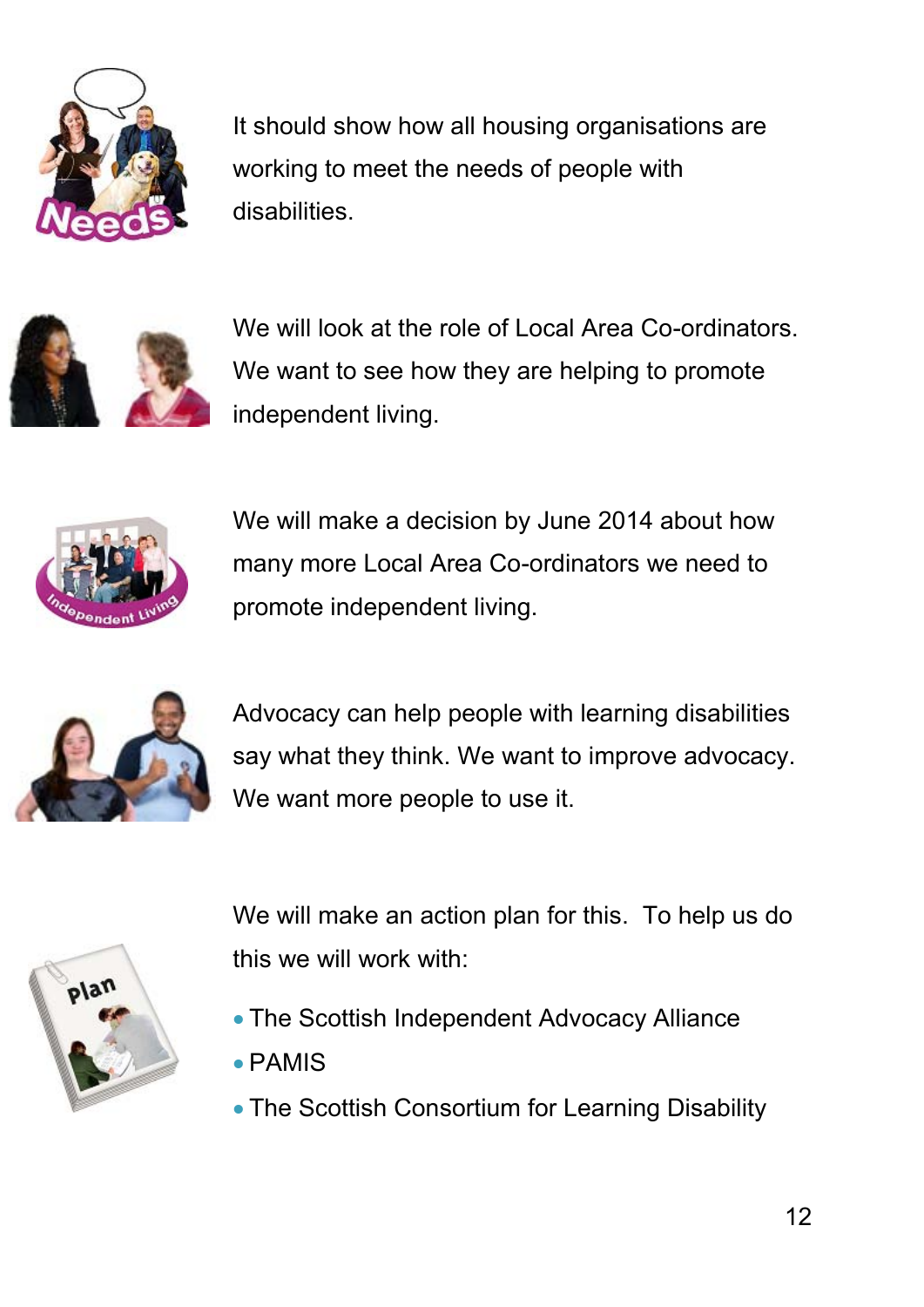It should show how all housing organisations are working to meet the needs of people with disabilities.

We will look at the role of Local Area Co-ordinators. We want to see how they are helping to promote independent living.

We will make a decision by June 2014 about how many more Local Area Co-ordinators we need to promote independent living.

Advocacy can help people with learning disabilities say what they think. We want to improve advocacy. We want more people to use it.

We will make an action plan for this. To help us do this we will work with:

- The Scottish Independent Advocacy Alliance
- PAMIS
- The Scottish Consortium for Learning Disability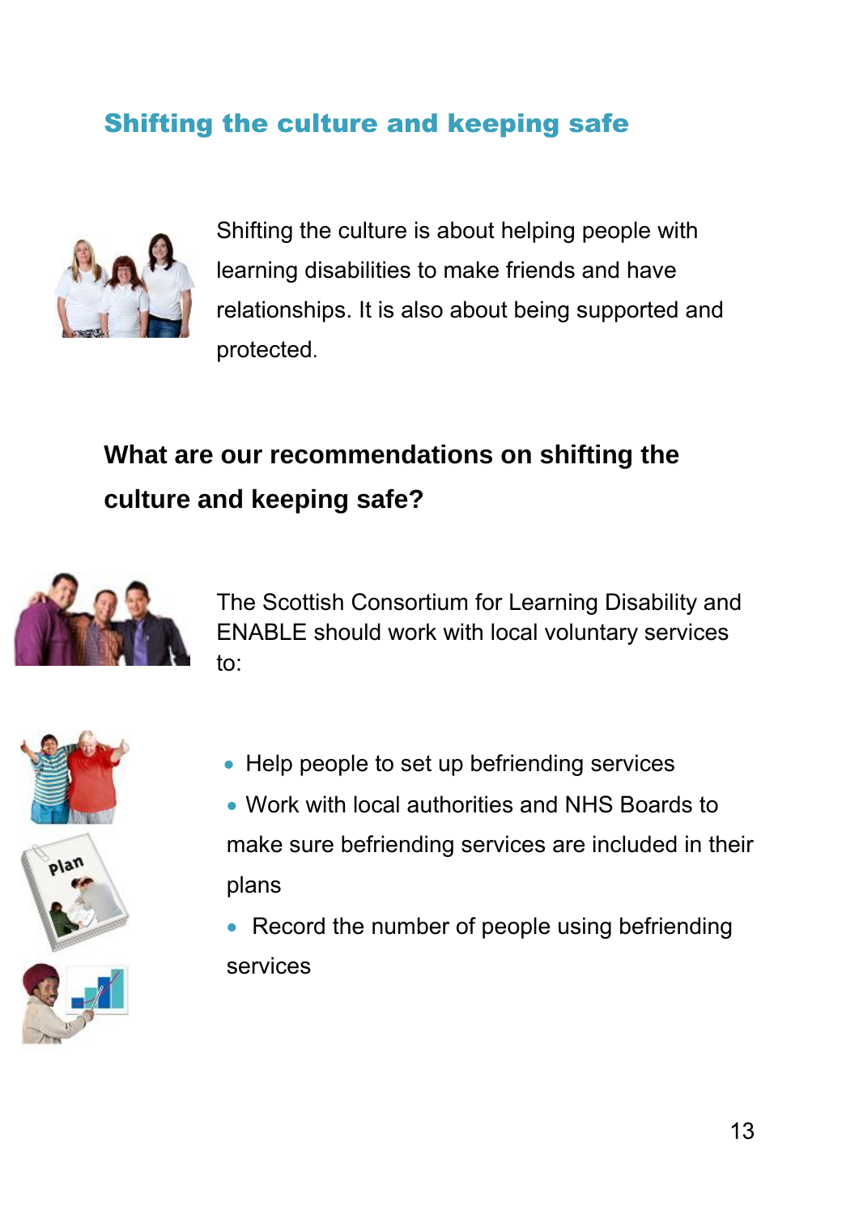## Shifting the culture and keeping safe

Shifting the culture is about helping people with learning disabilities to make friends and have relationships. It is also about being supported and protected.

### What are our recommendations on shifting the culture and keeping safe?

The Scottish Consortium for Learning Disability and ENABLE should work with local voluntary services to:

- Help people to set up befriending services
- Work with local authorities and NHS Boards to make sure befriending services are included in their plans
- Record the number of people using befriending services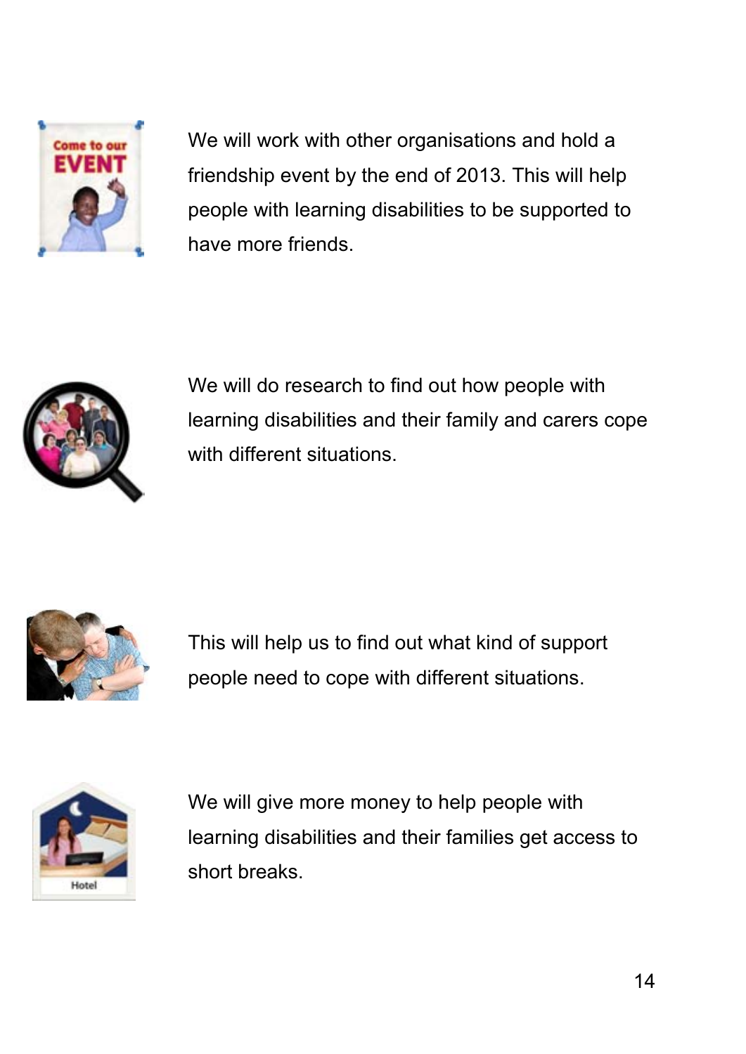We will work with other organisations and hold a friendship event by the end of 2013. This will help people with learning disabilities to be supported to have more friends.

We will do research to find out how people with learning disabilities and their family and carers cope with different situations.

This will help us to find out what kind of support people need to cope with different situations.

We will give more money to help people with learning disabilities and their families get access to short breaks.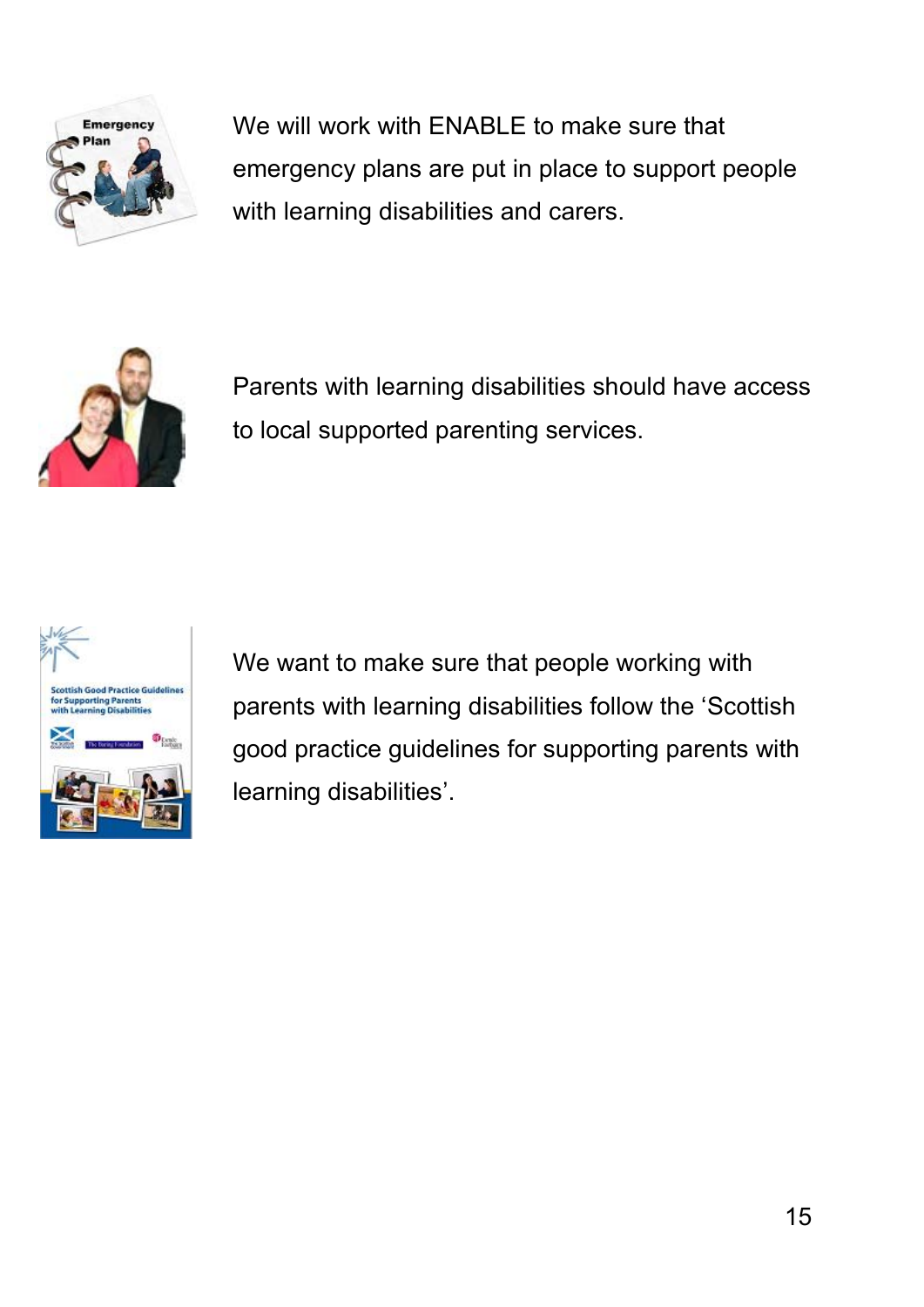We will work with ENABLE to make sure that emergency plans are put in place to support people with learning disabilities and carers.

Parents with learning disabilities should have access to local supported parenting services.

We want to make sure that people working with parents with learning disabilities follow the 'Scottish good practice guidelines for supporting parents with learning disabilities'.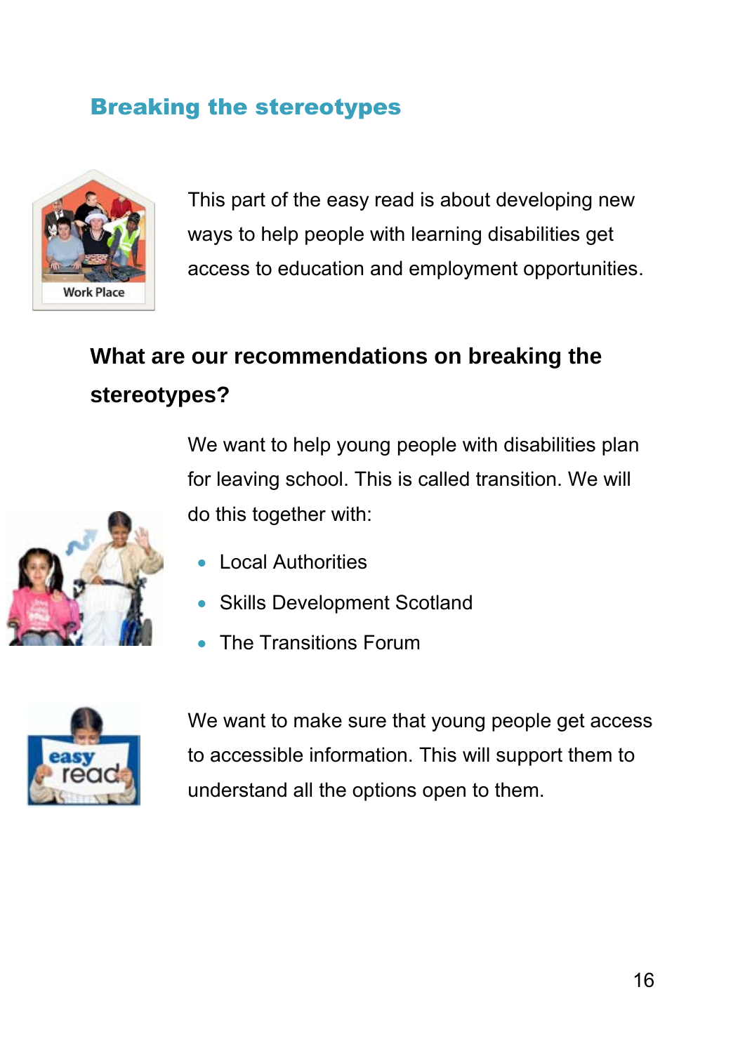## Breaking the stereotypes

This part of the easy read is about developing new ways to help people with learning disabilities get access to education and employment opportunities.

### What are our recommendations on breaking the stereotypes?

We want to help young people with disabilities plan for leaving school. This is called transition. We will do this together with:

- Local Authorities
- Skills Development Scotland
- The Transitions Forum

We want to make sure that young people get access to accessible information. This will support them to understand all the options open to them.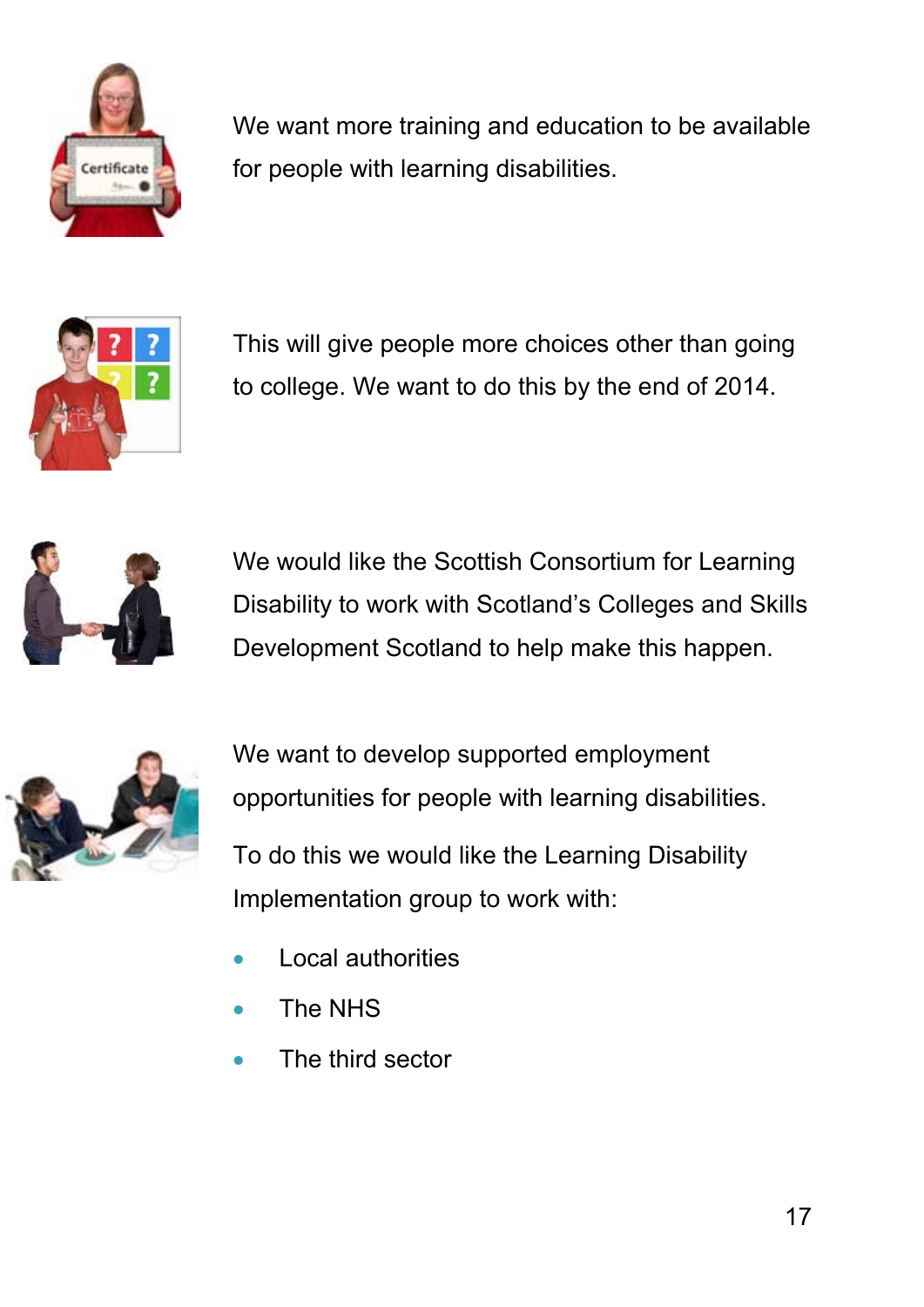We want more training and education to be available for people with learning disabilities.

This will give people more choices other than going to college. We want to do this by the end of 2014.

We would like the Scottish Consortium for Learning Disability to work with Scotland's Colleges and Skills Development Scotland to help make this happen.

We want to develop supported employment opportunities for people with learning disabilities.

To do this we would like the Learning Disability Implementation group to work with:

- Local authorities
- The NHS
- The third sector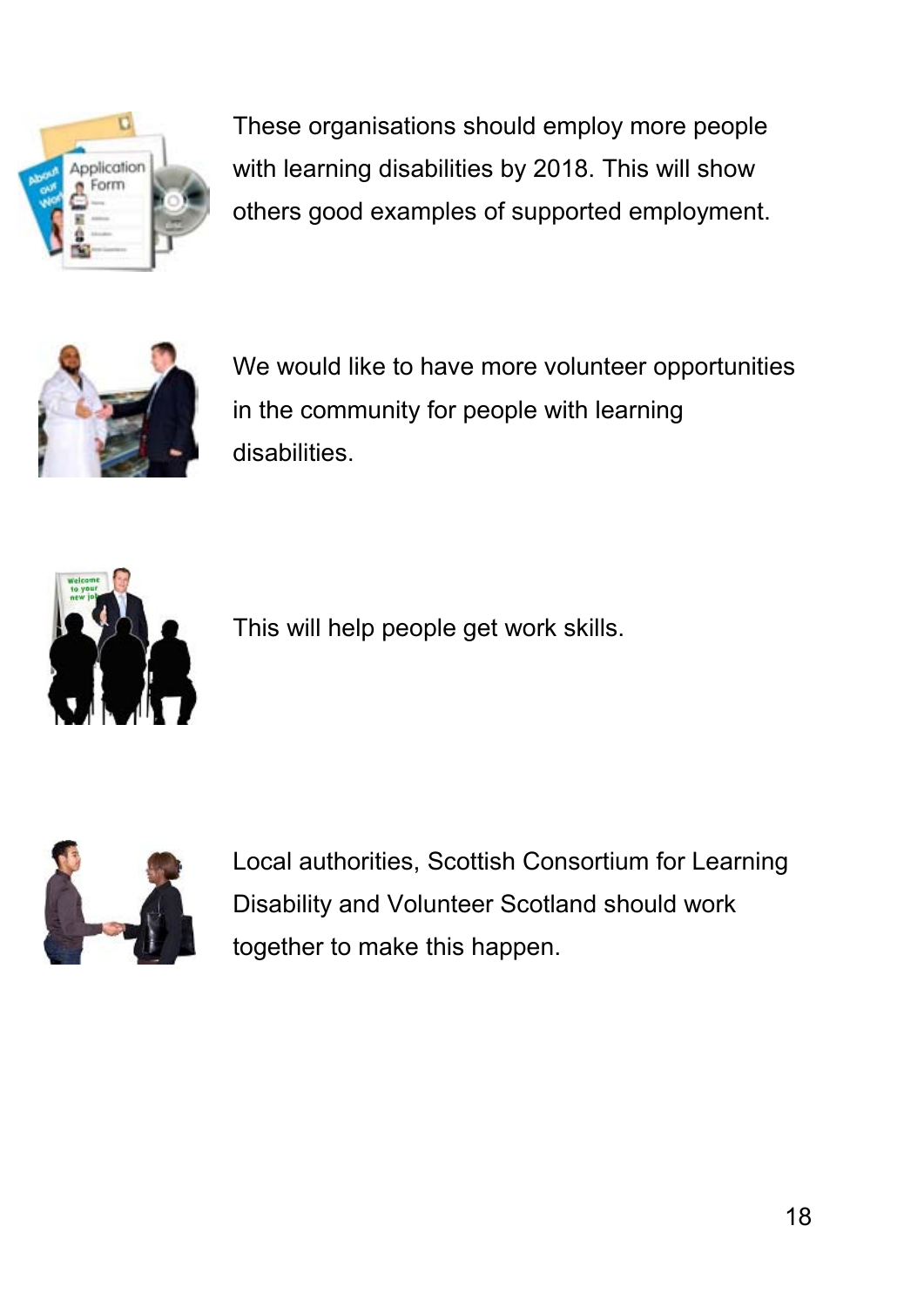These organisations should employ more people with learning disabilities by 2018. This will show others good examples of supported employment.

We would like to have more volunteer opportunities in the community for people with learning disabilities.

This will help people get work skills.

Local authorities, Scottish Consortium for Learning Disability and Volunteer Scotland should work together to make this happen.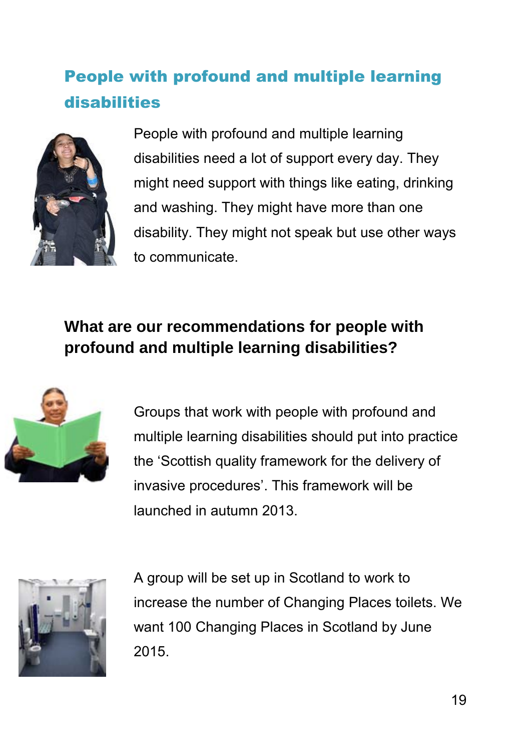## People with profound and multiple learning disabilities

People with profound and multiple learning disabilities need a lot of support every day. They might need support with things like eating, drinking and washing. They might have more than one disability. They might not speak but use other ways to communicate.

### What are our recommendations for people with profound and multiple learning disabilities?

Groups that work with people with profound and multiple learning disabilities should put into practice the 'Scottish quality framework for the delivery of invasive procedures'. This framework will be launched in autumn 2013.

A group will be set up in Scotland to work to increase the number of Changing Places toilets. We want 100 Changing Places in Scotland by June 2015.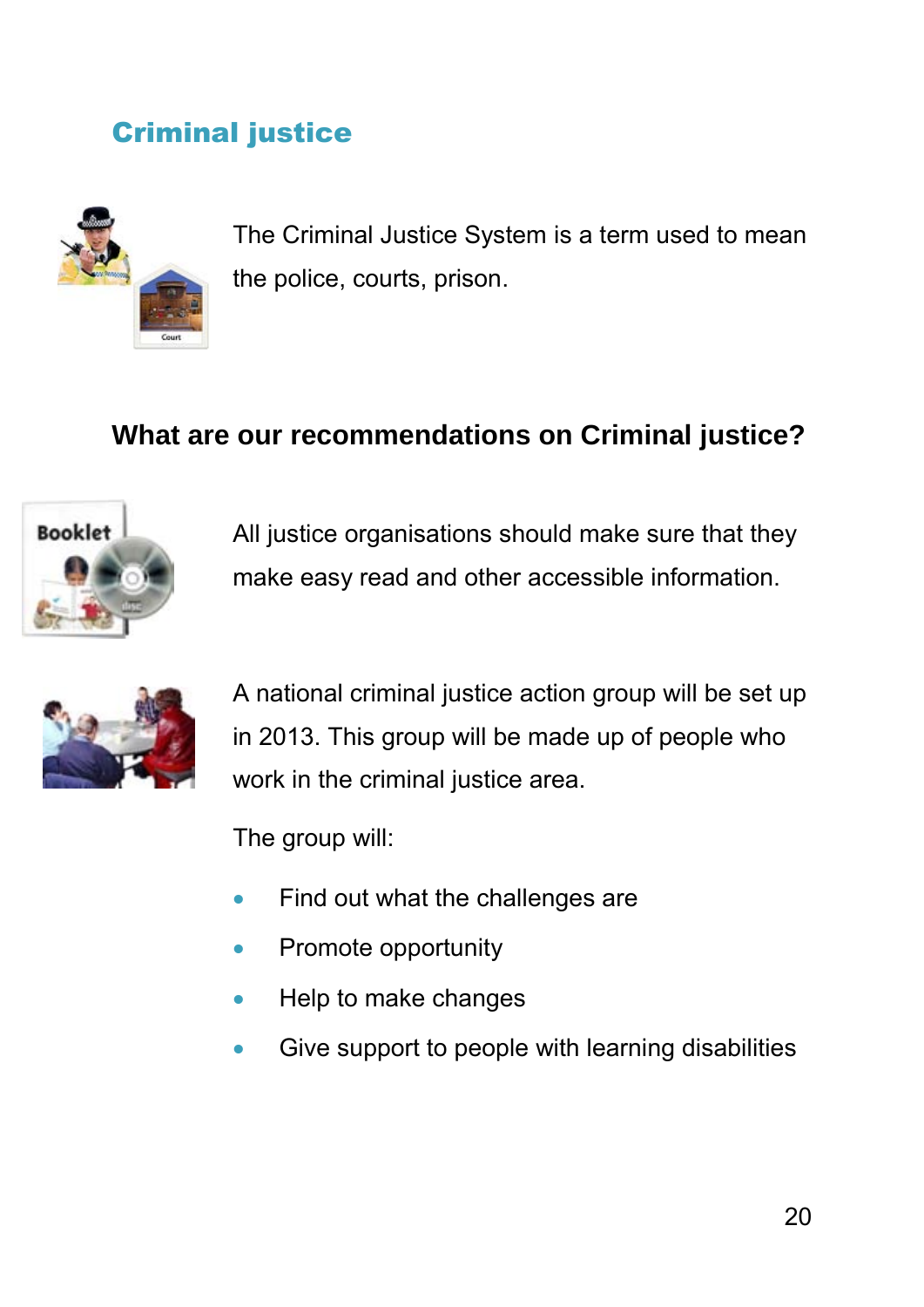## Criminal justice

The Criminal Justice System is a term used to mean the police, courts, prison.

### What are our recommendations on Criminal justice?

All justice organisations should make sure that they make easy read and other accessible information.

A national criminal justice action group will be set up in 2013. This group will be made up of people who work in the criminal justice area.

The group will:

- Find out what the challenges are
- Promote opportunity
- Help to make changes
- Give support to people with learning disabilities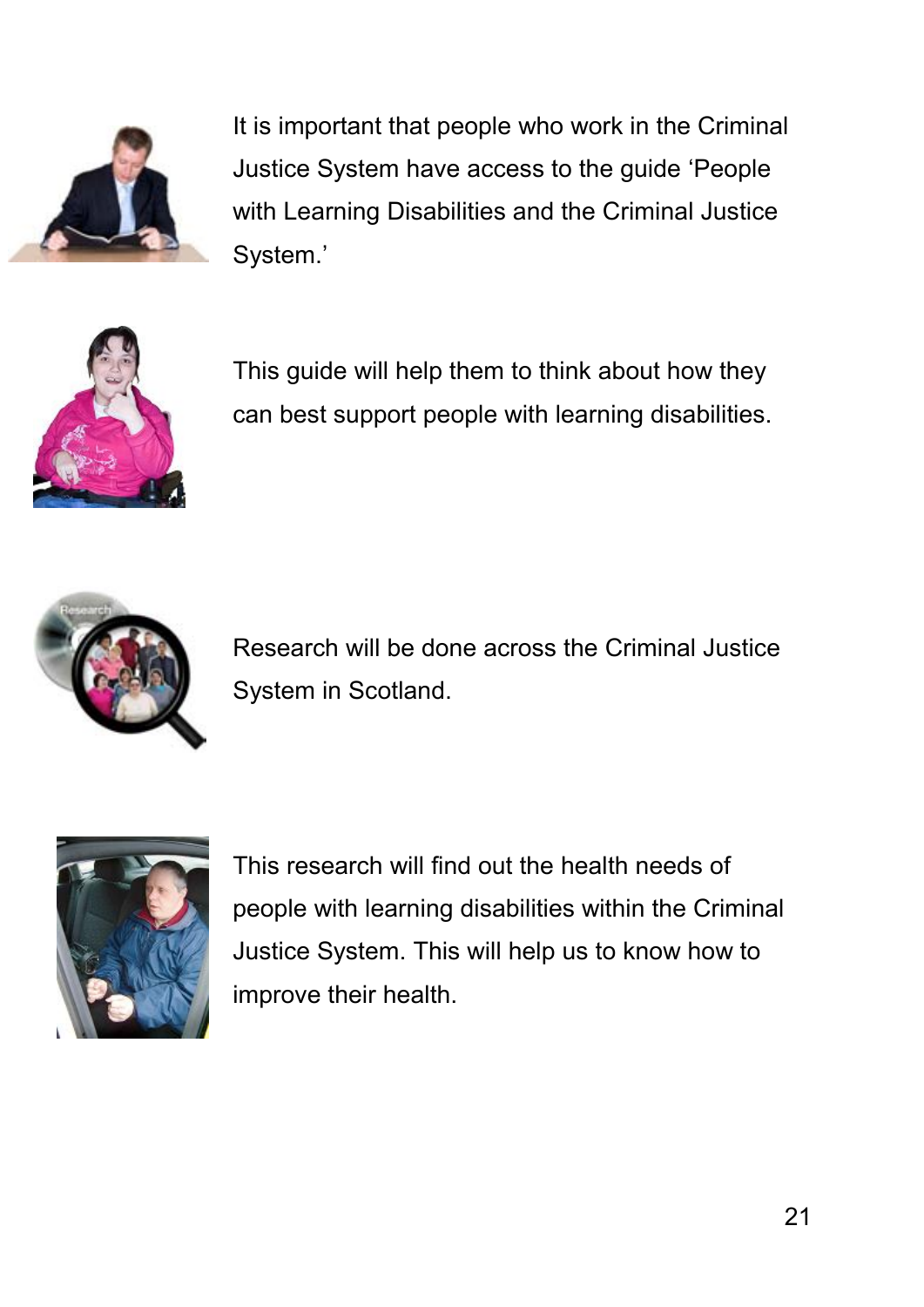It is important that people who work in the Criminal Justice System have access to the guide 'People with Learning Disabilities and the Criminal Justice System.'

This guide will help them to think about how they can best support people with learning disabilities.

Research will be done across the Criminal Justice System in Scotland.

This research will find out the health needs of people with learning disabilities within the Criminal Justice System. This will help us to know how to improve their health.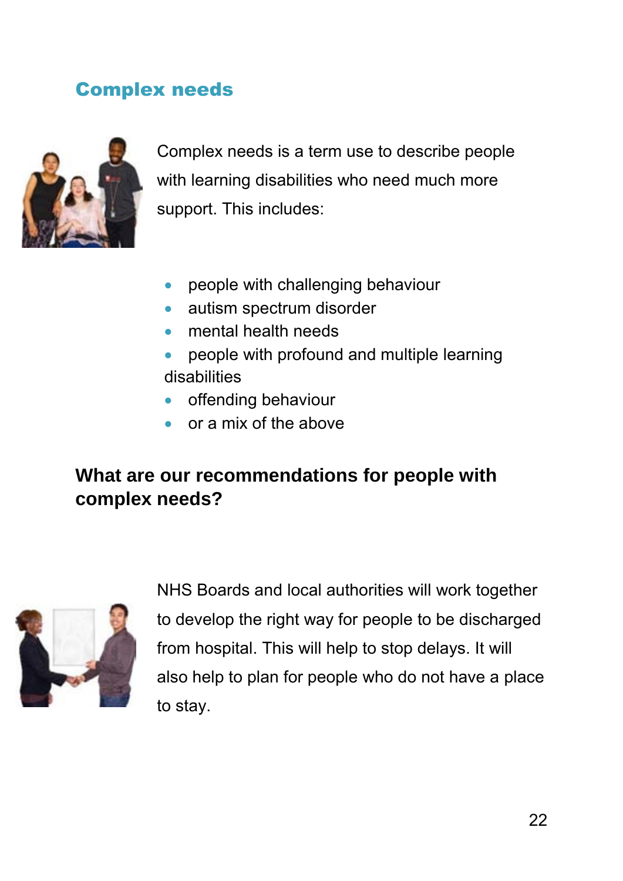## Complex needs

Complex needs is a term use to describe people with learning disabilities who need much more support. This includes:

- people with challenging behaviour
- autism spectrum disorder
- mental health needs
- people with profound and multiple learning disabilities
- offending behaviour
- or a mix of the above

### What are our recommendations for people with complex needs?

NHS Boards and local authorities will work together to develop the right way for people to be discharged from hospital. This will help to stop delays. It will also help to plan for people who do not have a place to stay.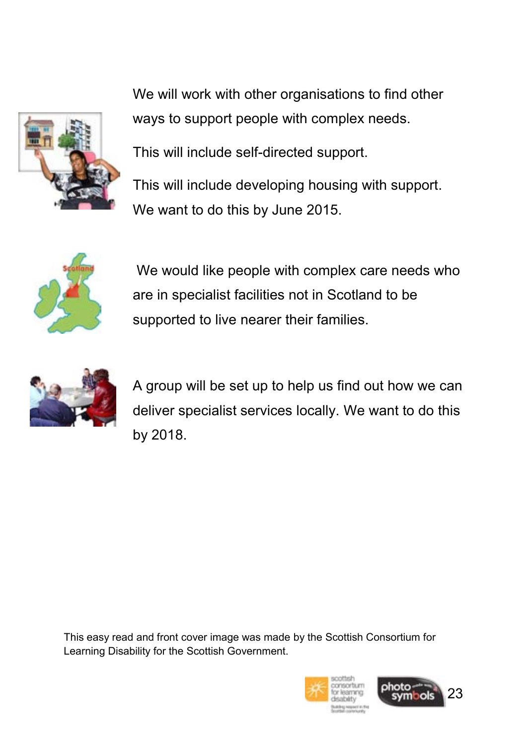We will work with other organisations to find other ways to support people with complex needs.

This will include self-directed support.

This will include developing housing with support. We want to do this by June 2015.

We would like people with complex care needs who are in specialist facilities not in Scotland to be supported to live nearer their families.

A group will be set up to help us find out how we can deliver specialist services locally. We want to do this by 2018.

This easy read and front cover image was made by the Scottish Consortium for Learning Disability for the Scottish Government.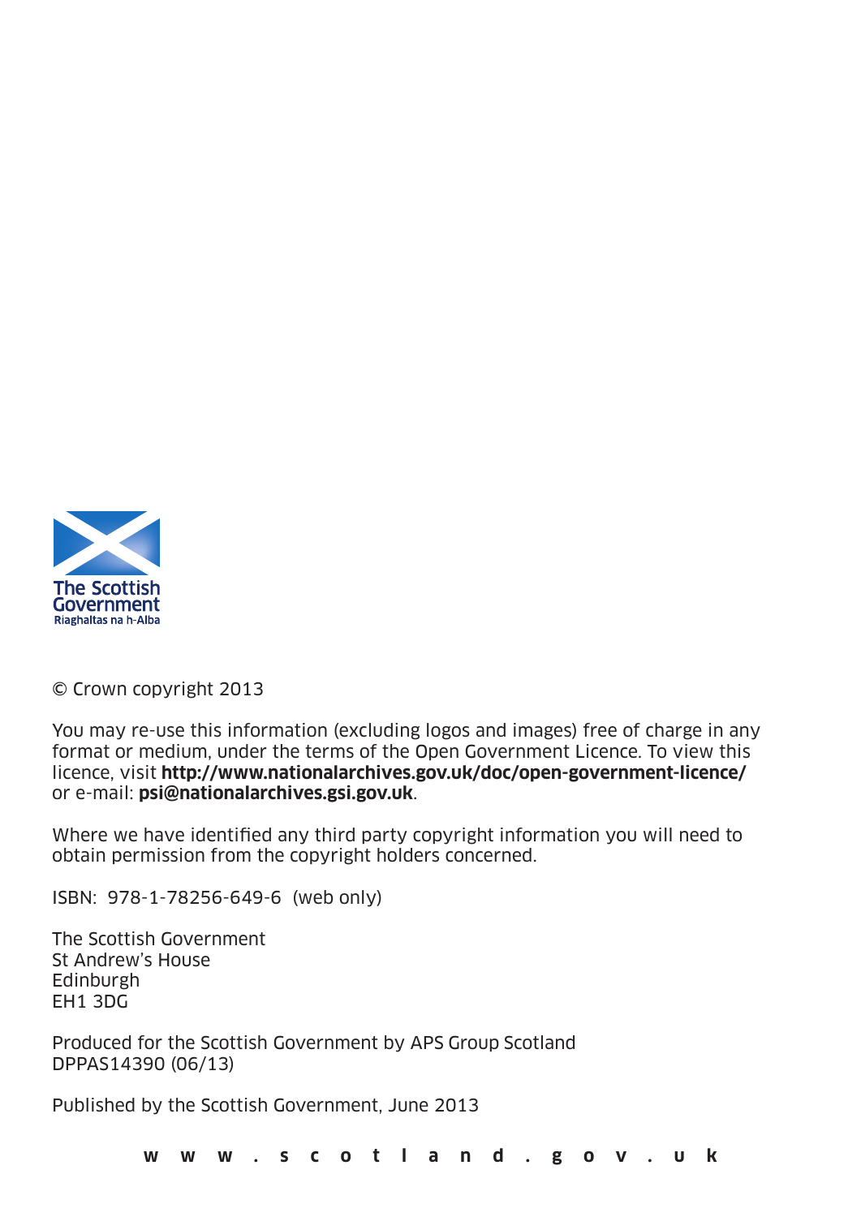The Scottish Government
Riaghaltas na h-Alba

© Crown copyright 2013

You may re-use this information (excluding logos and images) free of charge in any format or medium, under the terms of the Open Government Licence. To view this licence, visit **http://www.nationalarchives.gov.uk/doc/open-government-licence/** or e-mail: **psi@nationalarchives.gsi.gov.uk**.

Where we have identified any third party copyright information you will need to obtain permission from the copyright holders concerned.

ISBN: 978-1-78256-649-6 (web only)

The Scottish Government
St Andrew's House
Edinburgh
EH1 3DG

Produced for the Scottish Government by APS Group Scotland
DPPAS14390 (06/13)

Published by the Scottish Government, June 2013

**w w w . s c o t l a n d . g o v . u k**